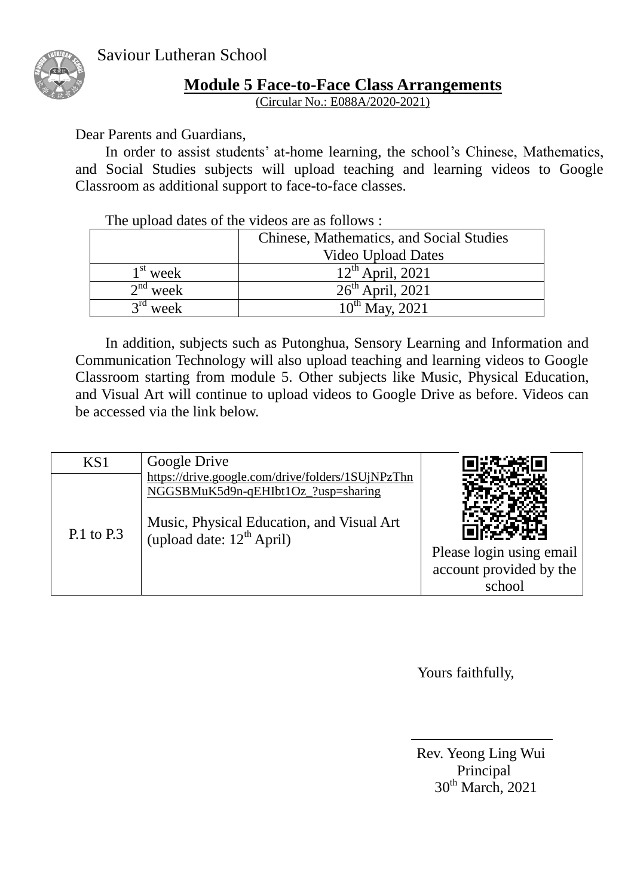Saviour Lutheran School

## Module 5 Face-to-Face Class Arrangements

(Circular No.: E088A/2020-2021)

Dear Parents and Guardians,

In order to assist students' at-home learning, the school's Chinese, Mathematics, and Social Studies subjects will upload teaching and learning videos to Google Classroom as additional support to face-to-face classes.

The upload dates of the videos are as follows :

| | Chinese, Mathematics, and Social Studies Video Upload Dates |
|---|---|
| 1st week | 12th April, 2021 |
| 2nd week | 26th April, 2021 |
| 3rd week | 10th May, 2021 |

In addition, subjects such as Putonghua, Sensory Learning and Information and Communication Technology will also upload teaching and learning videos to Google Classroom starting from module 5. Other subjects like Music, Physical Education, and Visual Art will continue to upload videos to Google Drive as before. Videos can be accessed via the link below.

| KS1 | Google Drive<br>https://drive.google.com/drive/folders/1SUjNPzThnNGGSBMuK5d9n-qEHIbt1Oz_?usp=sharing<br><br>Music, Physical Education, and Visual Art (upload date: 12th April) | Please login using email account provided by the school |
|---|---|---|
| P.1 to P.3 | | |

Yours faithfully,

Rev. Yeong Ling Wui
Principal
30th March, 2021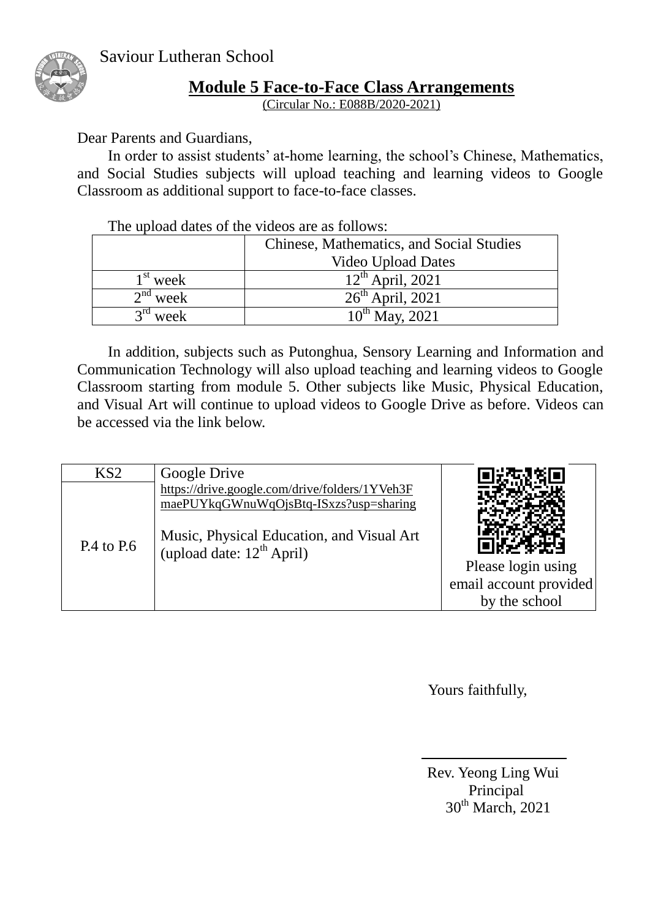Saviour Lutheran School

## **Module 5 Face-to-Face Class Arrangements**

(Circular No.: E088B/2020-2021)

Dear Parents and Guardians,

In order to assist students' at-home learning, the school's Chinese, Mathematics, and Social Studies subjects will upload teaching and learning videos to Google Classroom as additional support to face-to-face classes.

The upload dates of the videos are as follows:

| | Chinese, Mathematics, and Social Studies Video Upload Dates |
|---|---|
| 1st week | 12th April, 2021 |
| 2nd week | 26th April, 2021 |
| 3rd week | 10th May, 2021 |

In addition, subjects such as Putonghua, Sensory Learning and Information and Communication Technology will also upload teaching and learning videos to Google Classroom starting from module 5. Other subjects like Music, Physical Education, and Visual Art will continue to upload videos to Google Drive as before. Videos can be accessed via the link below.

| KS2 | Google Drive | |
|---|---|---|
| P.4 to P.6 | https://drive.google.com/drive/folders/1YVeh3FmaePUYkqGWnuWqOjsBtq-ISxzs?usp=sharing<br><br>Music, Physical Education, and Visual Art (upload date: 12th April) | Please login using email account provided by the school |

Yours faithfully,

Rev. Yeong Ling Wui
Principal
30th March, 2021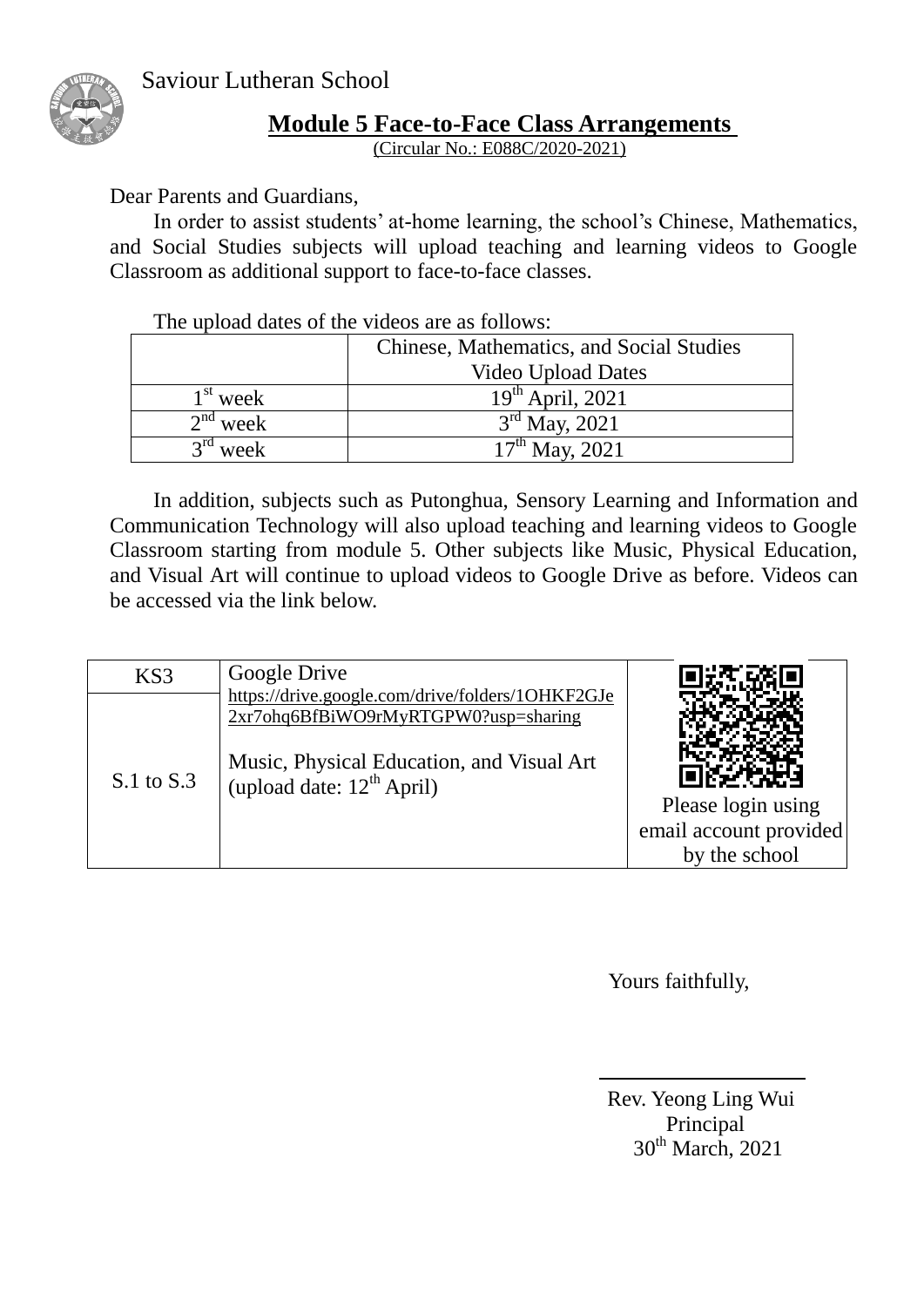Saviour Lutheran School

## Module 5 Face-to-Face Class Arrangements

(Circular No.: E088C/2020-2021)

Dear Parents and Guardians,

In order to assist students' at-home learning, the school's Chinese, Mathematics, and Social Studies subjects will upload teaching and learning videos to Google Classroom as additional support to face-to-face classes.

The upload dates of the videos are as follows:

| | Chinese, Mathematics, and Social Studies Video Upload Dates |
|---|---|
| 1st week | 19th April, 2021 |
| 2nd week | 3rd May, 2021 |
| 3rd week | 17th May, 2021 |

In addition, subjects such as Putonghua, Sensory Learning and Information and Communication Technology will also upload teaching and learning videos to Google Classroom starting from module 5. Other subjects like Music, Physical Education, and Visual Art will continue to upload videos to Google Drive as before. Videos can be accessed via the link below.

| KS3 | Google Drive | |
|---|---|---|
| S.1 to S.3 | https://drive.google.com/drive/folders/1OHKF2GJe2xr7ohq6BfBiWO9rMyRTGPW0?usp=sharing<br><br>Music, Physical Education, and Visual Art (upload date: 12th April) | Please login using email account provided by the school |

Yours faithfully,

Rev. Yeong Ling Wui
Principal
30th March, 2021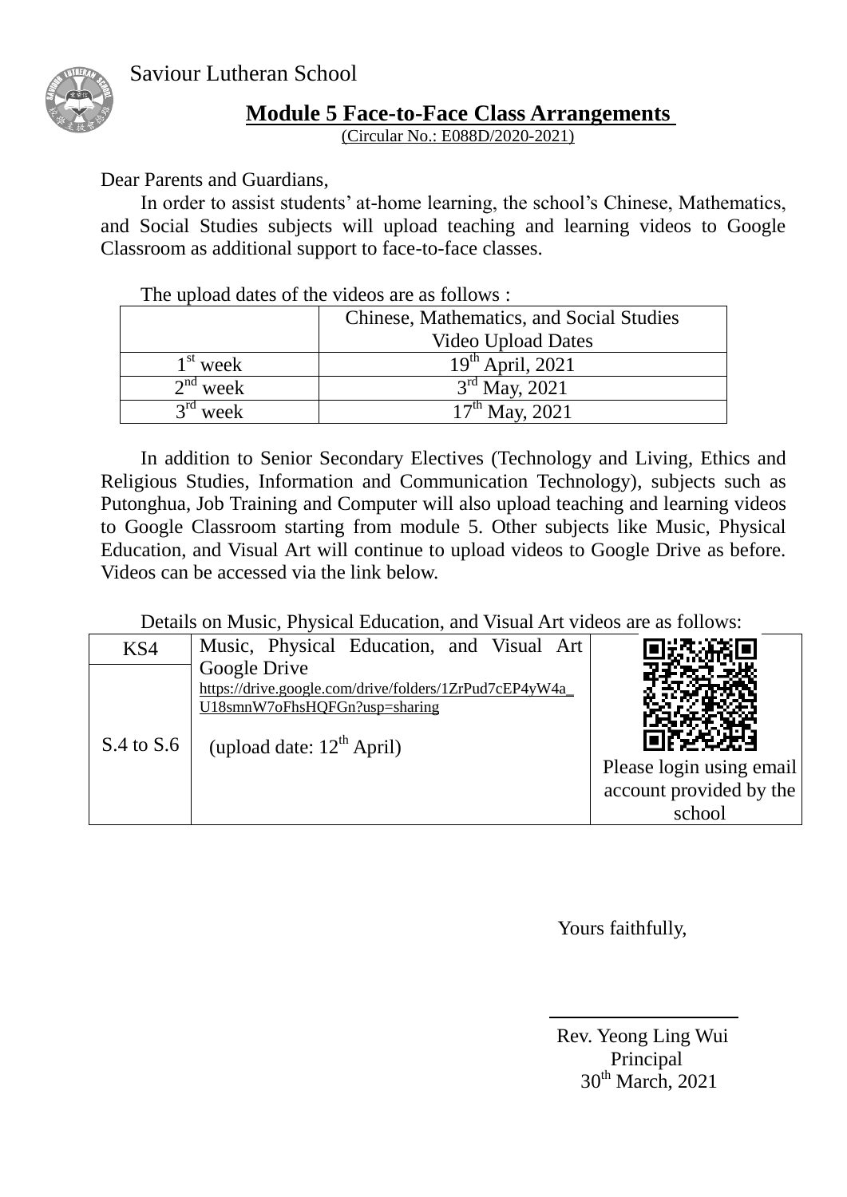Saviour Lutheran School

## Module 5 Face-to-Face Class Arrangements

(Circular No.: E088D/2020-2021)

Dear Parents and Guardians,

In order to assist students' at-home learning, the school's Chinese, Mathematics, and Social Studies subjects will upload teaching and learning videos to Google Classroom as additional support to face-to-face classes.

The upload dates of the videos are as follows :

| | Chinese, Mathematics, and Social Studies Video Upload Dates |
|---|---|
| 1st week | 19th April, 2021 |
| 2nd week | 3rd May, 2021 |
| 3rd week | 17th May, 2021 |

In addition to Senior Secondary Electives (Technology and Living, Ethics and Religious Studies, Information and Communication Technology), subjects such as Putonghua, Job Training and Computer will also upload teaching and learning videos to Google Classroom starting from module 5. Other subjects like Music, Physical Education, and Visual Art will continue to upload videos to Google Drive as before. Videos can be accessed via the link below.

Details on Music, Physical Education, and Visual Art videos are as follows:

| | | |
|---|---|---|
| KS4<br>S.4 to S.6 | Music, Physical Education, and Visual Art Google Drive<br>https://drive.google.com/drive/folders/1ZrPud7cEP4yW4a_U18smnW7oFhsHQFGn?usp=sharing<br>(upload date: 12th April) | Please login using email account provided by the school |

Yours faithfully,

Rev. Yeong Ling Wui
Principal
30th March, 2021